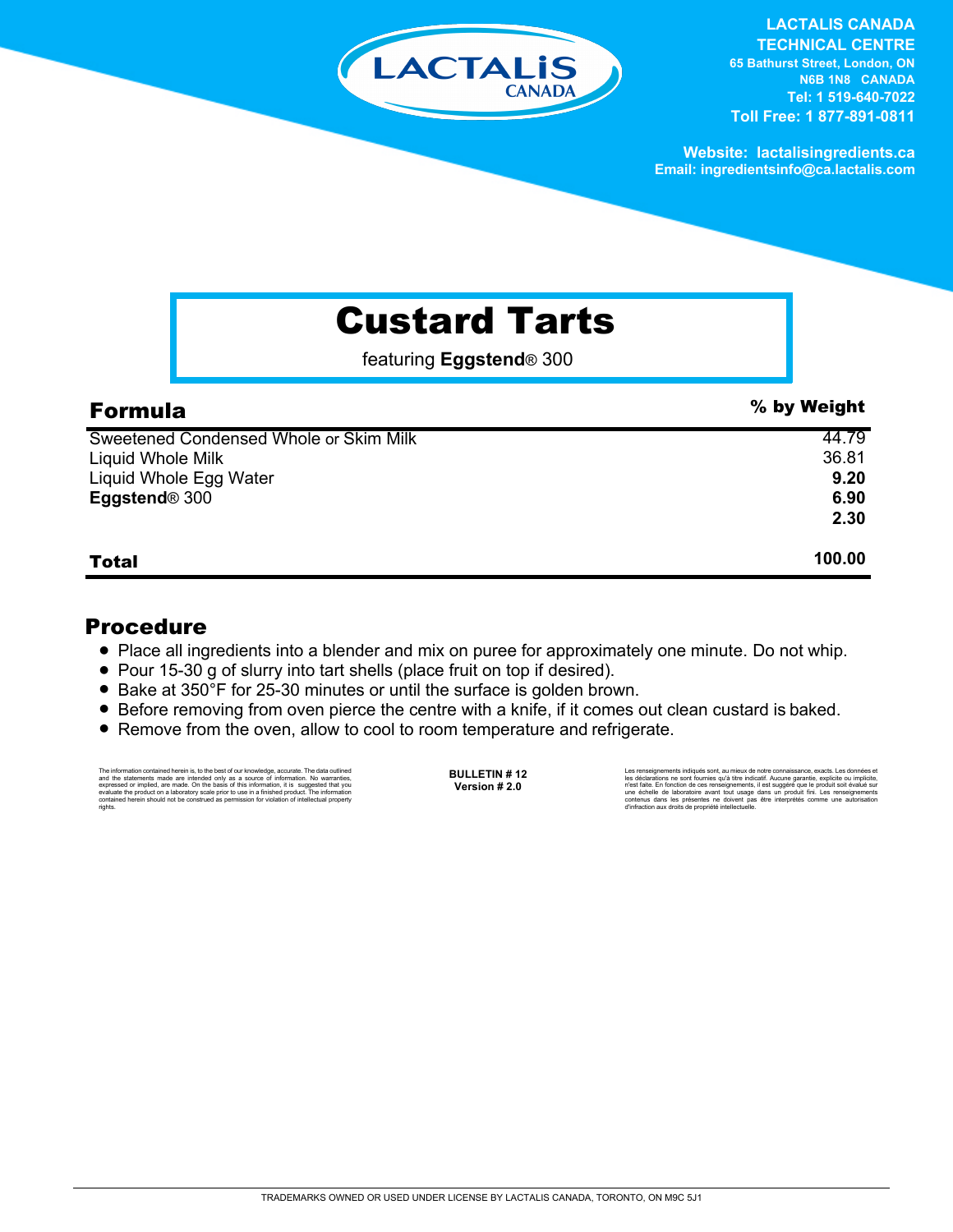**LACTALIS CANADA**
**TECHNICAL CENTRE**
**65 Bathurst Street, London, ON**
**N6B 1N8 CANADA**
**Tel: 1 519-640-7022**
**Toll Free: 1 877-891-0811**

**Website: lactalisingredients.ca**
**Email: ingredientsinfo@ca.lactalis.com**

# Custard Tarts

featuring **Eggstend**® 300

## Formula

| | % by Weight |
|---|---|
| Sweetened Condensed Whole or Skim Milk | 44.79 |
| Liquid Whole Milk | 36.81 |
| Liquid Whole Egg Water | **9.20** |
| **Eggstend**® 300 | **6.90** |
| | **2.30** |
| **Total** | **100.00** |

## Procedure

- Place all ingredients into a blender and mix on puree for approximately one minute. Do not whip.
- Pour 15-30 g of slurry into tart shells (place fruit on top if desired).
- Bake at 350°F for 25-30 minutes or until the surface is golden brown.
- Before removing from oven pierce the centre with a knife, if it comes out clean custard is baked.
- Remove from the oven, allow to cool to room temperature and refrigerate.

The information contained herein is, to the best of our knowledge, accurate. The data outlined and the statements made are intended only as a source of information. No warranties, expressed or implied, are made. On the basis of this information, it is suggested that you evaluate the product on a laboratory scale prior to use in a finished product. The information contained herein should not be construed as permission for violation of intellectual property rights.

**BULLETIN # 12**
**Version # 2.0**

Les renseignements indiqués sont, au mieux de notre connaissance, exacts. Les données et les déclarations ne sont fournies qu'à titre indicatif. Aucune garantie, explicite ou implicite, n'est faite. En fonction de ces renseignements, il est suggéré que le produit soit évalué sur une échelle de laboratoire avant tout usage dans un produit fini. Les renseignements contenus dans les présentes ne doivent pas être interprétés comme une autorisation d'infraction aux droits de propriété intellectuelle.

TRADEMARKS OWNED OR USED UNDER LICENSE BY LACTALIS CANADA, TORONTO, ON M9C 5J1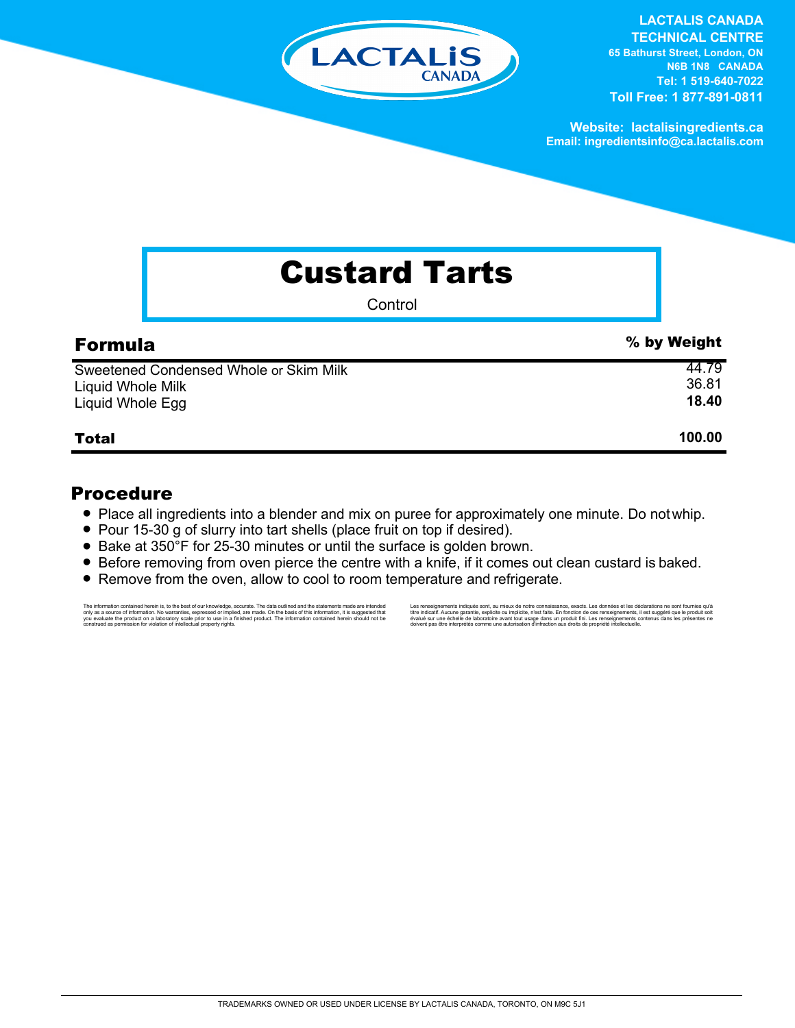LACTALIS CANADA
TECHNICAL CENTRE
65 Bathurst Street, London, ON
N6B 1N8 CANADA
Tel: 1 519-640-7022
Toll Free: 1 877-891-0811

Website: lactalisingredients.ca
Email: ingredientsinfo@ca.lactalis.com

# Custard Tarts

Control

| Formula | % by Weight |
|---|---|
| Sweetened Condensed Whole or Skim Milk | 44.79 |
| Liquid Whole Milk | 36.81 |
| Liquid Whole Egg | **18.40** |
| **Total** | **100.00** |

## Procedure

- Place all ingredients into a blender and mix on puree for approximately one minute. Do not whip.
- Pour 15-30 g of slurry into tart shells (place fruit on top if desired).
- Bake at 350°F for 25-30 minutes or until the surface is golden brown.
- Before removing from oven pierce the centre with a knife, if it comes out clean custard is baked.
- Remove from the oven, allow to cool to room temperature and refrigerate.

The information contained herein is, to the best of our knowledge, accurate. The data outlined and the statements made are intended only as a source of information. No warranties, expressed or implied, are made. On the basis of this information, it is suggested that you evaluate the product on a laboratory scale prior to use in a finished product. The information contained herein should not be construed as permission for violation of intellectual property rights.

Les renseignements indiqués sont, au mieux de notre connaissance, exacts. Les données et les déclarations ne sont fournies qu'à titre indicatif. Aucune garantie, explicite ou implicite, n'est faite. En fonction de ces renseignements, il est suggéré que le produit soit évalué sur une échelle de laboratoire avant tout usage dans un produit fini. Les renseignements contenus dans les présentes ne doivent pas être interprétés comme une autorisation d'infraction aux droits de propriété intellectuelle.

TRADEMARKS OWNED OR USED UNDER LICENSE BY LACTALIS CANADA, TORONTO, ON M9C 5J1